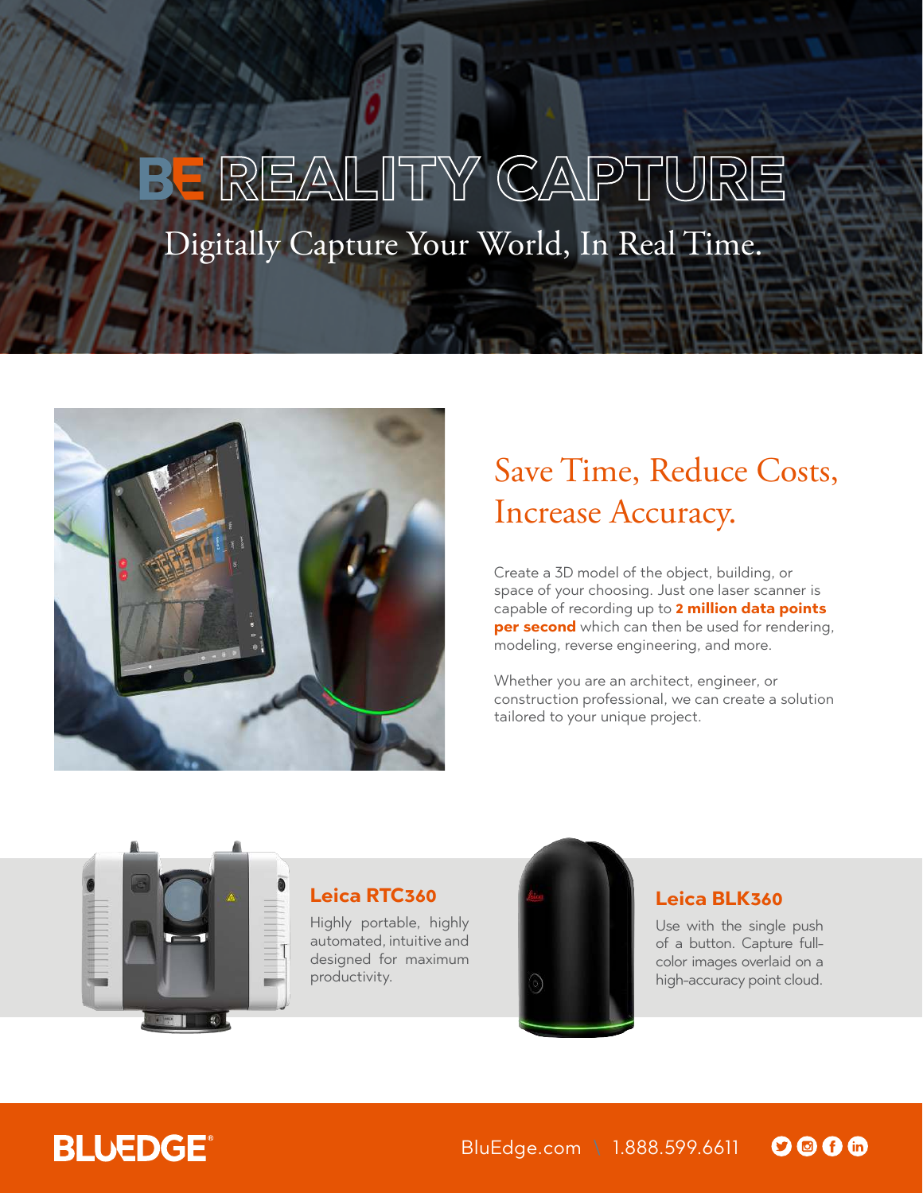# BE REALITY CAPTURE

Digitally Capture Your World, In Real Time.

## Save Time, Reduce Costs, Increase Accuracy.

Create a 3D model of the object, building, or space of your choosing. Just one laser scanner is capable of recording up to **2 million data points per second** which can then be used for rendering, modeling, reverse engineering, and more.

Whether you are an architect, engineer, or construction professional, we can create a solution tailored to your unique project.

### Leica RTC360

Highly portable, highly automated, intuitive and designed for maximum productivity.

### Leica BLK360

Use with the single push of a button. Capture full-color images overlaid on a high-accuracy point cloud.

BLUEDGE®

BluEdge.com \ 1.888.599.6611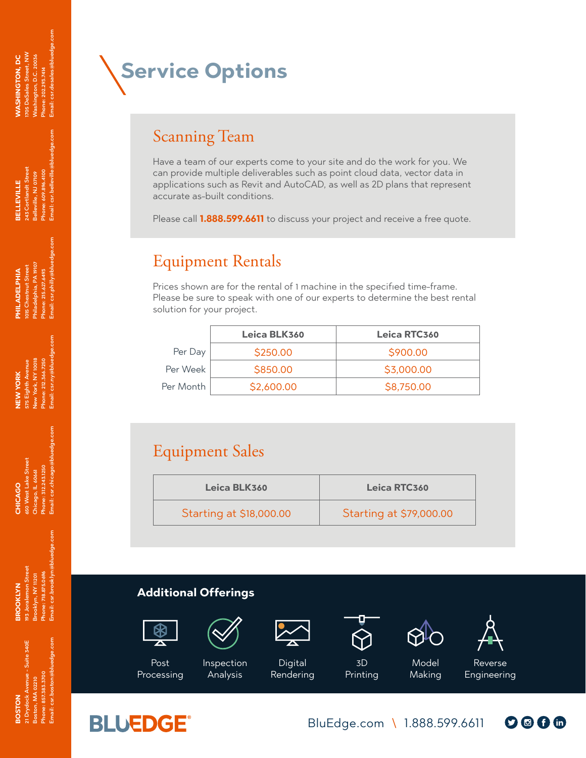# Service Options

## Scanning Team

Have a team of our experts come to your site and do the work for you. We can provide multiple deliverables such as point cloud data, vector data in applications such as Revit and AutoCAD, as well as 2D plans that represent accurate as-built conditions.

Please call **1.888.599.6611** to discuss your project and receive a free quote.

## Equipment Rentals

Prices shown are for the rental of 1 machine in the specified time-frame. Please be sure to speak with one of our experts to determine the best rental solution for your project.

| | Leica BLK360 | Leica RTC360 |
|---|---|---|
| Per Day | $250.00 | $900.00 |
| Per Week | $850.00 | $3,000.00 |
| Per Month | $2,600.00 | $8,750.00 |

## Equipment Sales

| Leica BLK360 | Leica RTC360 |
|---|---|
| Starting at $18,000.00 | Starting at $79,000.00 |

### Additional Offerings

- Post Processing
- Inspection Analysis
- Digital Rendering
- 3D Printing
- Model Making
- Reverse Engineering

**WASHINGTON, DC**
1705 DeSales Street, NW
Washington, D.C. 20036
Phone: 202.295.7414
Email: csr.desales@bluedge.com

**BELLEVILLE**
243 Cortlandt Street
Belleville, NJ 07109
Phone: 609.896.4100
Email: csr.belleville@bluedge.com

**PHILADELPHIA**
1015 Chestnut Street
Philadelphia, PA 19107
Phone: 215.627.6493
Email: csr.philly@bluedge.com

**NEW YORK**
575 Eighth Avenue
New York, NY 10018
Phone: 212.366.7250
Email: csr.ny@bluedge.com

**CHICAGO**
650 West Lake Street
Chicago, IL 60661
Phone: 312.243.1250
Email: csr.chicago@bluedge.com

**BROOKLYN**
193 Joralemon Street
Brooklyn, NY 11201
Phone: 718.875.0696
Email: csr.brooklyn@bluedge.com

**BOSTON**
21 Drydock Avenue - Suite 340E
Boston, MA 02210
Phone: 857.383.3700
Email: csr.boston@bluedge.com

BLUEDGE®

BluEdge.com \ 1.888.599.6611